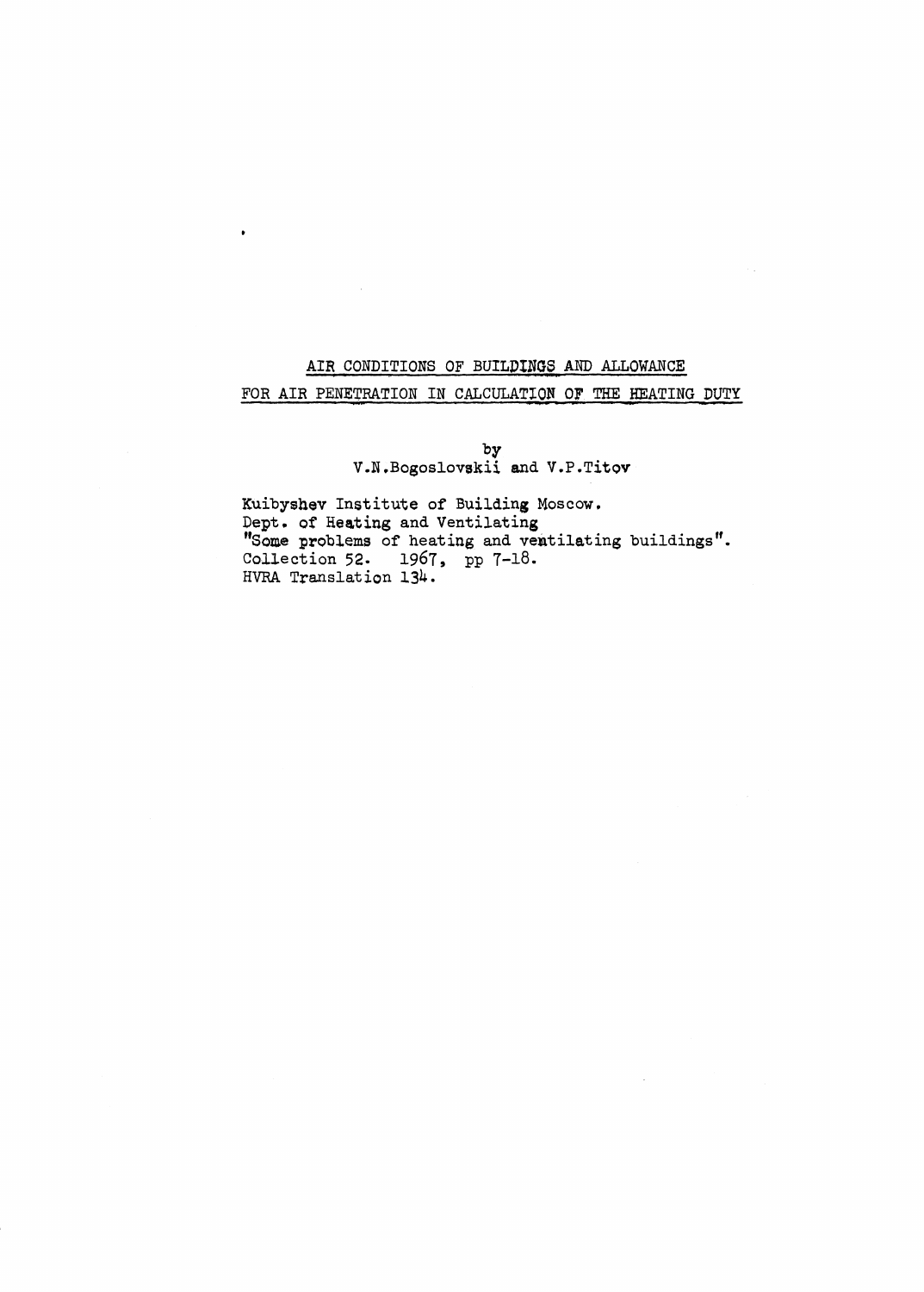# AIR CONDITIONS OF BUILDINGS AND ALLOWANCE FOR AIR PENETRATION IN CALCULATION OF THE HEATING DUTY

by
V.N.Bogoslovskii and V.P.Titov

Kuibyshev Institute of Building Moscow.
Dept. of Heating and Ventilating
"Some problems of heating and ventilating buildings".
Collection 52. 1967, pp 7-18.
HVRA Translation 134.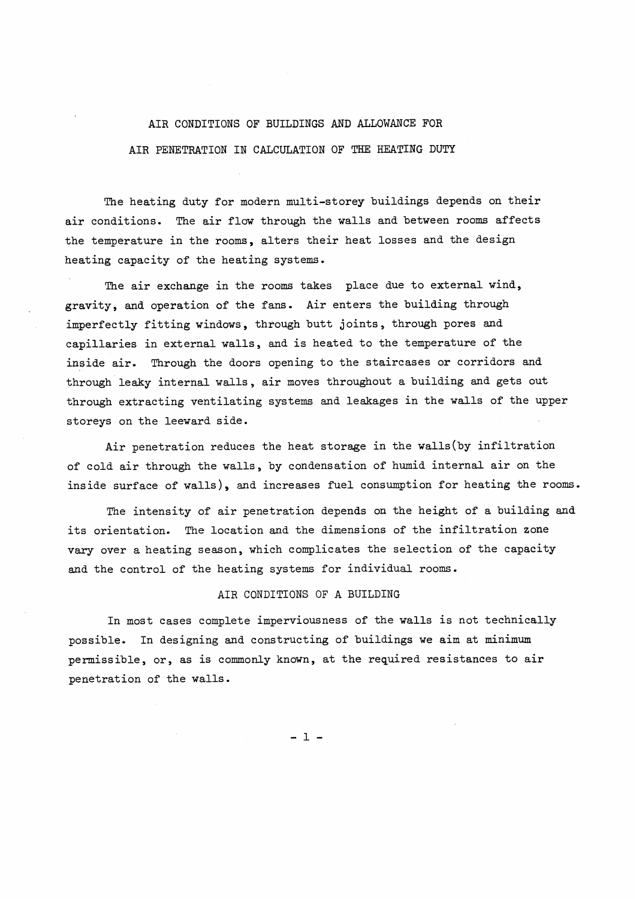# AIR CONDITIONS OF BUILDINGS AND ALLOWANCE FOR AIR PENETRATION IN CALCULATION OF THE HEATING DUTY

The heating duty for modern multi-storey buildings depends on their air conditions. The air flow through the walls and between rooms affects the temperature in the rooms, alters their heat losses and the design heating capacity of the heating systems.

The air exchange in the rooms takes place due to external wind, gravity, and operation of the fans. Air enters the building through imperfectly fitting windows, through butt joints, through pores and capillaries in external walls, and is heated to the temperature of the inside air. Through the doors opening to the staircases or corridors and through leaky internal walls, air moves throughout a building and gets out through extracting ventilating systems and leakages in the walls of the upper storeys on the leeward side.

Air penetration reduces the heat storage in the walls(by infiltration of cold air through the walls, by condensation of humid internal air on the inside surface of walls), and increases fuel consumption for heating the rooms.

The intensity of air penetration depends on the height of a building and its orientation. The location and the dimensions of the infiltration zone vary over a heating season, which complicates the selection of the capacity and the control of the heating systems for individual rooms.

## AIR CONDITIONS OF A BUILDING

In most cases complete imperviousness of the walls is not technically possible. In designing and constructing of buildings we aim at minimum permissible, or, as is commonly known, at the required resistances to air penetration of the walls.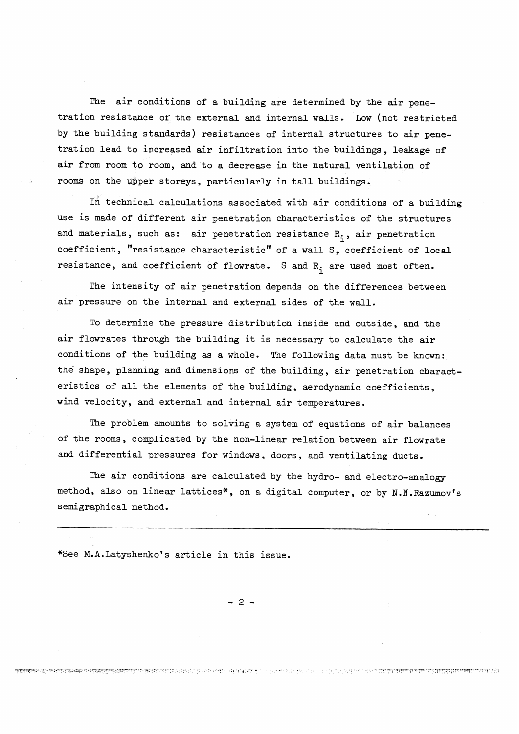The air conditions of a building are determined by the air penetration resistance of the external and internal walls. Low (not restricted by the building standards) resistances of internal structures to air penetration lead to increased air infiltration into the buildings, leakage of air from room to room, and to a decrease in the natural ventilation of rooms on the upper storeys, particularly in tall buildings.

In technical calculations associated with air conditions of a building use is made of different air penetration characteristics of the structures and materials, such as: air penetration resistance $R_i$, air penetration coefficient, "resistance characteristic" of a wall S, coefficient of local resistance, and coefficient of flowrate. S and $R_i$ are used most often.

The intensity of air penetration depends on the differences between air pressure on the internal and external sides of the wall.

To determine the pressure distribution inside and outside, and the air flowrates through the building it is necessary to calculate the air conditions of the building as a whole. The following data must be known: the shape, planning and dimensions of the building, air penetration characteristics of all the elements of the building, aerodynamic coefficients, wind velocity, and external and internal air temperatures.

The problem amounts to solving a system of equations of air balances of the rooms, complicated by the non-linear relation between air flowrate and differential pressures for windows, doors, and ventilating ducts.

The air conditions are calculated by the hydro- and electro-analogy method, also on linear lattices*, on a digital computer, or by N.N.Razumov's semigraphical method.

---

*See M.A.Latyshenko's article in this issue.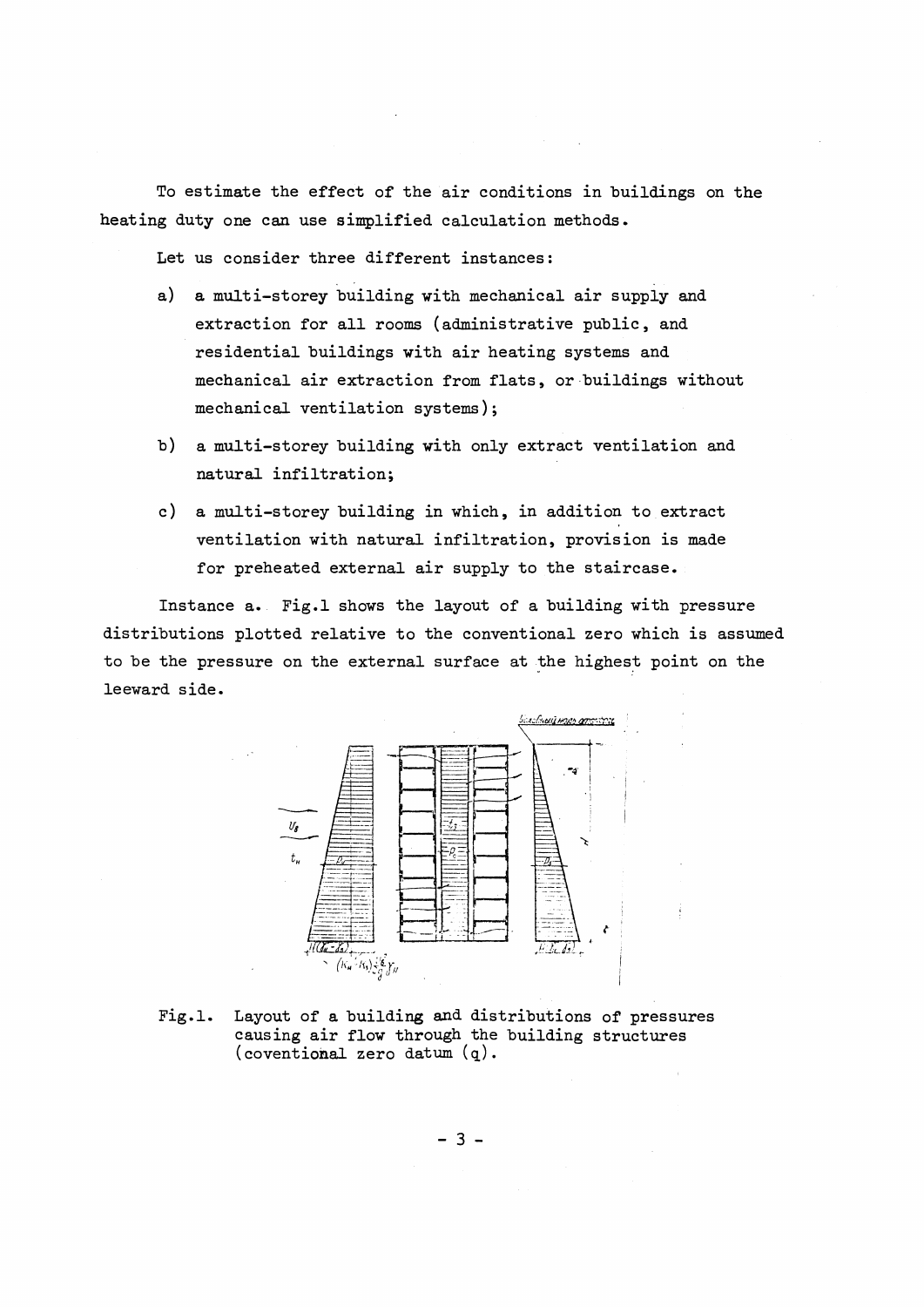To estimate the effect of the air conditions in buildings on the heating duty one can use simplified calculation methods.

Let us consider three different instances:

a) a multi-storey building with mechanical air supply and extraction for all rooms (administrative public, and residential buildings with air heating systems and mechanical air extraction from flats, or buildings without mechanical ventilation systems);

b) a multi-storey building with only extract ventilation and natural infiltration;

c) a multi-storey building in which, in addition to extract ventilation with natural infiltration, provision is made for preheated external air supply to the staircase.

Instance a. Fig.1 shows the layout of a building with pressure distributions plotted relative to the conventional zero which is assumed to be the pressure on the external surface at the highest point on the leeward side.

Fig.1. Layout of a building and distributions of pressures causing air flow through the building structures (coventional zero datum (q).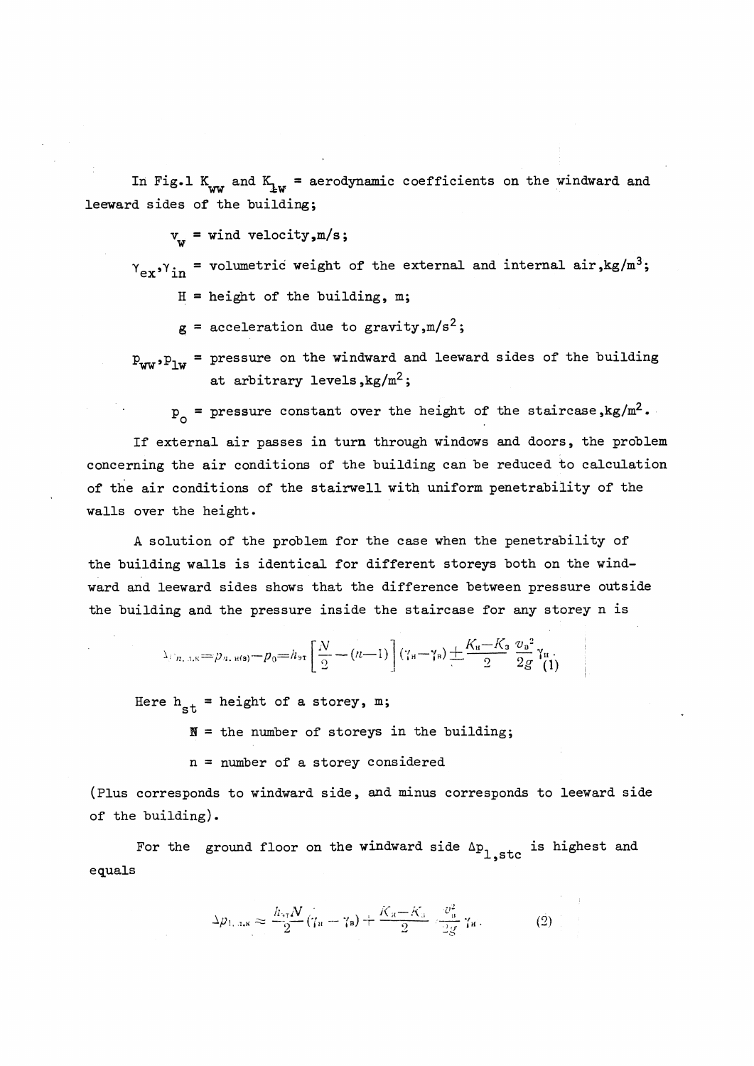In Fig.1 $K_{ww}$ and $K_{lw}$ = aerodynamic coefficients on the windward and leeward sides of the building;

$v_w$ = wind velocity, m/s;

$\gamma_{ex}, \gamma_{in}$ = volumetric weight of the external and internal air, kg/m$^3$;

$H$ = height of the building, m;

$g$ = acceleration due to gravity, m/s$^2$;

$p_{ww}, p_{lw}$ = pressure on the windward and leeward sides of the building at arbitrary levels, kg/m$^2$;

$p_o$ = pressure constant over the height of the staircase, kg/m$^2$.

If external air passes in turn through windows and doors, the problem concerning the air conditions of the building can be reduced to calculation of the air conditions of the stairwell with uniform penetrability of the walls over the height.

A solution of the problem for the case when the penetrability of the building walls is identical for different storeys both on the windward and leeward sides shows that the difference between pressure outside the building and the pressure inside the staircase for any storey n is

$$\Delta p_{n,\text{л.к}} = p_{\text{н. н(з)}} - p_0 = h_{\text{эт}} \left[ \frac{N}{2} - (n-1) \right] (\gamma_{\text{н}} - \gamma_{\text{в}}) \pm \frac{K_{\text{н}} - K_{\text{з}}}{2} \frac{v_{\text{в}}^2}{2g} \gamma_{\text{н}} \tag{1}$$

Here $h_{st}$ = height of a storey, m;

$N$ = the number of storeys in the building;

$n$ = number of a storey considered

(Plus corresponds to windward side, and minus corresponds to leeward side of the building).

For the ground floor on the windward side $\Delta p_{1,stc}$ is highest and equals

$$\Delta p_{1,\text{л.к}} \approx \frac{h_{\text{эт}} N}{2} (\gamma_{\text{н}} - \gamma_{\text{в}}) + \frac{K_{\text{н}} - K_{\text{з}}}{2} \frac{v_{\text{в}}^2}{2g} \gamma_{\text{н}}. \tag{2}$$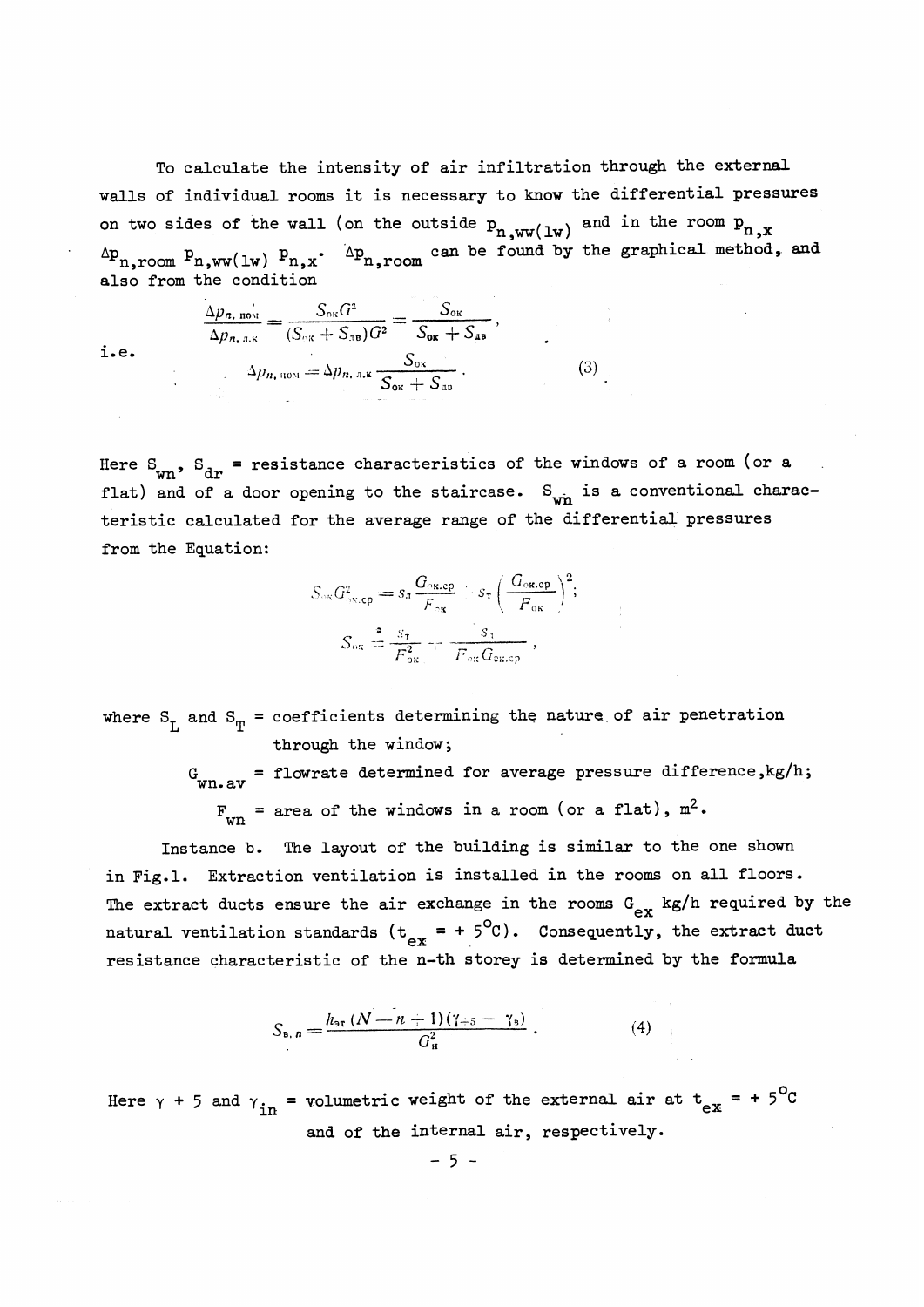To calculate the intensity of air infiltration through the external walls of individual rooms it is necessary to know the differential pressures on two sides of the wall (on the outside $p_{n,ww(lw)}$ and in the room $p_{n,x}$ $\Delta p_{n,room}$ $p_{n,ww(lw)}$ $p_{n,x}$. $\Delta p_{n,room}$ can be found by the graphical method, and also from the condition

$$\frac{\Delta p_{n,\text{пом}}}{\Delta p_{n,\text{л.к}}} = \frac{S_{\text{ок}} G^2}{(S_{\text{ок}} + S_{\text{дв}}) G^2} = \frac{S_{\text{ок}}}{S_{\text{ок}} + S_{\text{дв}}},$$

i.e.

$$\Delta p_{n,\text{пом}} = \Delta p_{n,\text{л.к}} \frac{S_{\text{ок}}}{S_{\text{ок}} + S_{\text{дв}}}. \tag{3}$$

Here $S_{wn}$, $S_{dr}$ = resistance characteristics of the windows of a room (or a flat) and of a door opening to the staircase. $S_{wn}$ is a conventional characteristic calculated for the average range of the differential pressures from the Equation:

$$S_{\text{ок}} G^2_{\text{ок.ср}} = s_{\text{л}} \frac{G_{\text{ок.ср}}}{F_{\text{ок}}} + s_{\text{т}} \left( \frac{G_{\text{ок.ср}}}{F_{\text{ок}}} \right)^2;$$

$$S_{\text{ок}} = \frac{s_{\text{т}}}{F^2_{\text{ок}}} + \frac{s_{\text{л}}}{F_{\text{ок}} G_{\text{ок.ср}}},$$

where $S_L$ and $S_T$ = coefficients determining the nature of air penetration through the window;

$G_{wn.av}$ = flowrate determined for average pressure difference, kg/h;

$F_{wn}$ = area of the windows in a room (or a flat), $m^2$.

Instance b. The layout of the building is similar to the one shown in Fig.1. Extraction ventilation is installed in the rooms on all floors. The extract ducts ensure the air exchange in the rooms $G_{ex}$ kg/h required by the natural ventilation standards ($t_{ex} = +5^{\circ}C$). Consequently, the extract duct resistance characteristic of the n-th storey is determined by the formula

$$S_{\text{в},n} = \frac{h_{\text{эт}} (N - n + 1)(\gamma_{+5} - \gamma_{\text{в}})}{G^2_{\text{н}}}. \tag{4}$$

Here $\gamma + 5$ and $\gamma_{in}$ = volumetric weight of the external air at $t_{ex} = +5^{\circ}C$ and of the internal air, respectively.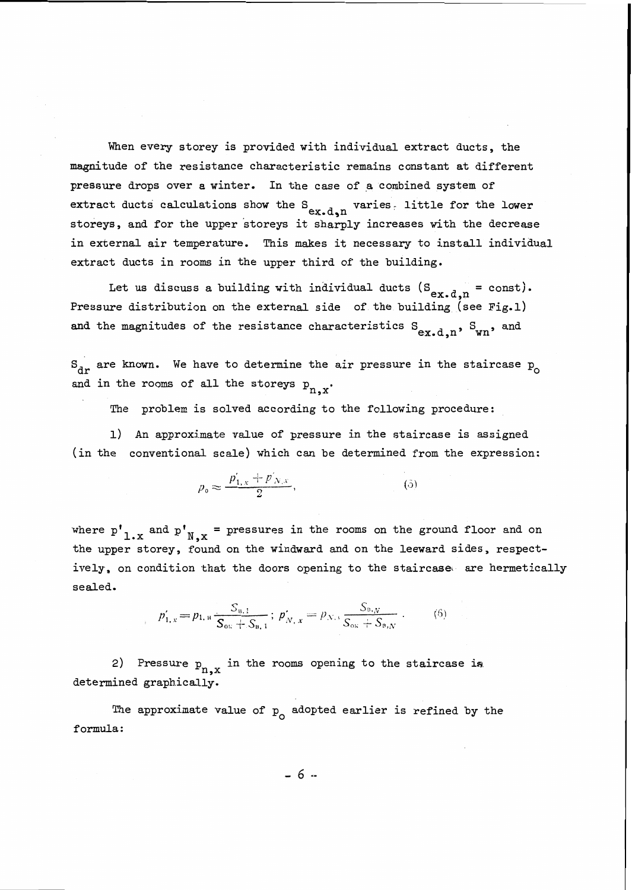When every storey is provided with individual extract ducts, the magnitude of the resistance characteristic remains constant at different pressure drops over a winter. In the case of a combined system of extract ducts calculations show the $S_{ex.d,n}$ varies little for the lower storeys, and for the upper storeys it sharply increases with the decrease in external air temperature. This makes it necessary to install individual extract ducts in rooms in the upper third of the building.

Let us discuss a building with individual ducts ($S_{ex.d,n}$ = const). Pressure distribution on the external side of the building (see Fig.1) and the magnitudes of the resistance characteristics $S_{ex.d,n}$, $S_{wn}$, and $S_{dr}$ are known. We have to determine the air pressure in the staircase $p_o$ and in the rooms of all the storeys $p_{n,x}$.

The problem is solved according to the following procedure:

1) An approximate value of pressure in the staircase is assigned (in the conventional scale) which can be determined from the expression:

$$p_0 \approx \frac{p'_{1,x} + p'_{N,x}}{2}, \tag{5}$$

where $p'_{1.x}$ and $p'_{N,x}$ = pressures in the rooms on the ground floor and on the upper storey, found on the windward and on the leeward sides, respectively, on condition that the doors opening to the staircase are hermetically sealed.

$$p'_{1,x} = p_{1,\text{н}} \frac{S_{\text{в},1}}{S_{\text{ок}} + S_{\text{в},1}}; \; p'_{N,x} = p_{N,\text{з}} \frac{S_{\text{в},N}}{S_{\text{ок}} + S_{\text{в},N}}. \tag{6}$$

2) Pressure $p_{n,x}$ in the rooms opening to the staircase is determined graphically.

The approximate value of $p_o$ adopted earlier is refined by the formula: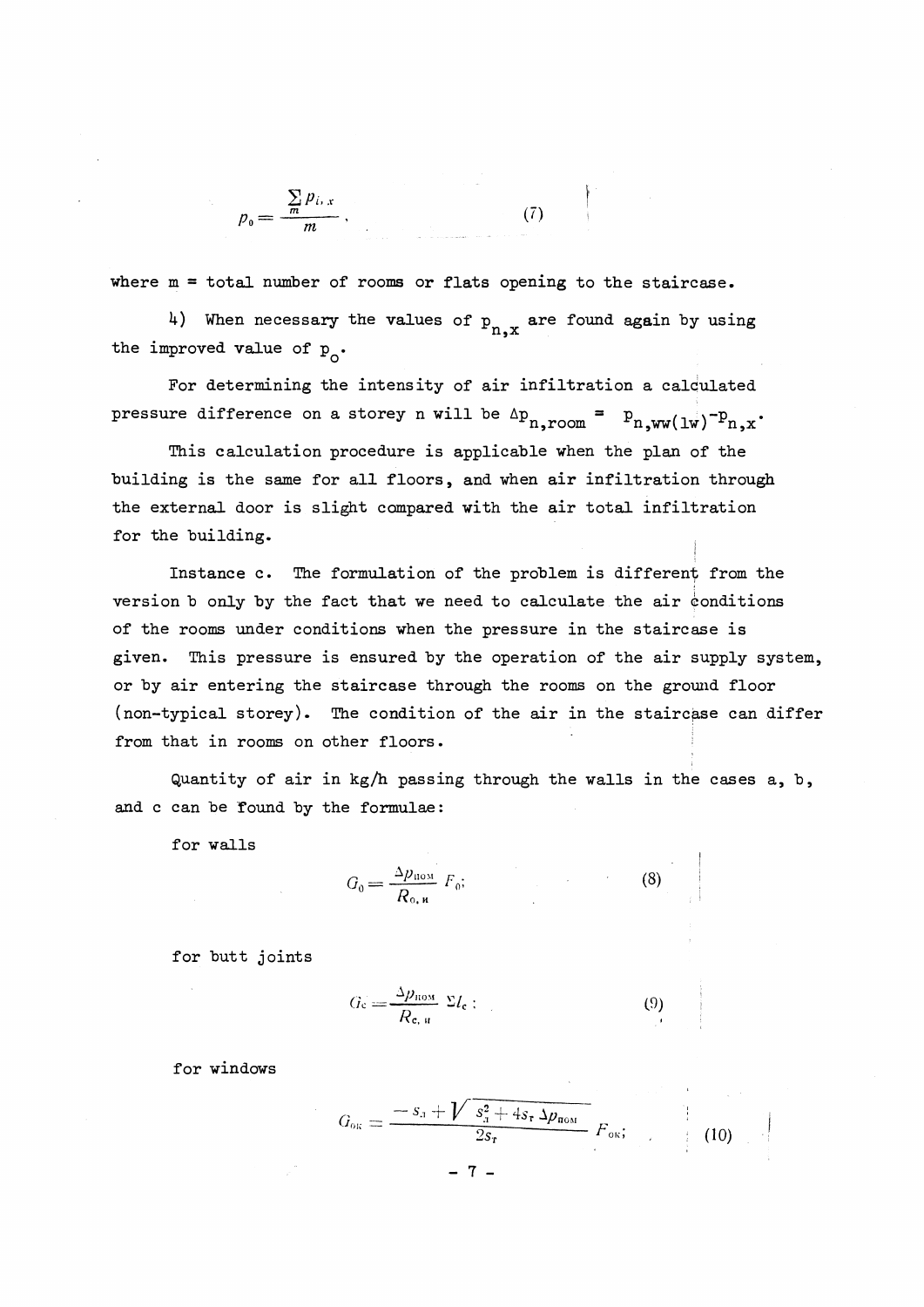$$p_0 = \frac{\sum_{m} p_{i,x}}{m}, \tag{7}$$

where m = total number of rooms or flats opening to the staircase.

4) When necessary the values of $p_{n,x}$ are found again by using the improved value of $p_o$.

For determining the intensity of air infiltration a calculated pressure difference on a storey n will be $\Delta p_{n,room} = p_{n,ww(lw)} - p_{n,x}$.

This calculation procedure is applicable when the plan of the building is the same for all floors, and when air infiltration through the external door is slight compared with the air total infiltration for the building.

Instance c. The formulation of the problem is different from the version b only by the fact that we need to calculate the air conditions of the rooms under conditions when the pressure in the staircase is given. This pressure is ensured by the operation of the air supply system, or by air entering the staircase through the rooms on the ground floor (non-typical storey). The condition of the air in the staircase can differ from that in rooms on other floors.

Quantity of air in kg/h passing through the walls in the cases a, b, and c can be found by the formulae:

for walls

$$G_0 = \frac{\Delta p_{\text{пом}}}{R_{\text{о, н}}} F_0; \tag{8}$$

for butt joints

$$G_c = \frac{\Delta p_{\text{пом}}}{R_{\text{с, н}}} \Sigma l_c; \tag{9}$$

for windows

$$G_{\text{ок}} = \frac{-s_{\text{л}} + \sqrt{s_{\text{л}}^2 + 4 s_{\text{т}} \Delta p_{\text{пом}}}}{2 s_{\text{т}}} F_{\text{ок}}; \tag{10}$$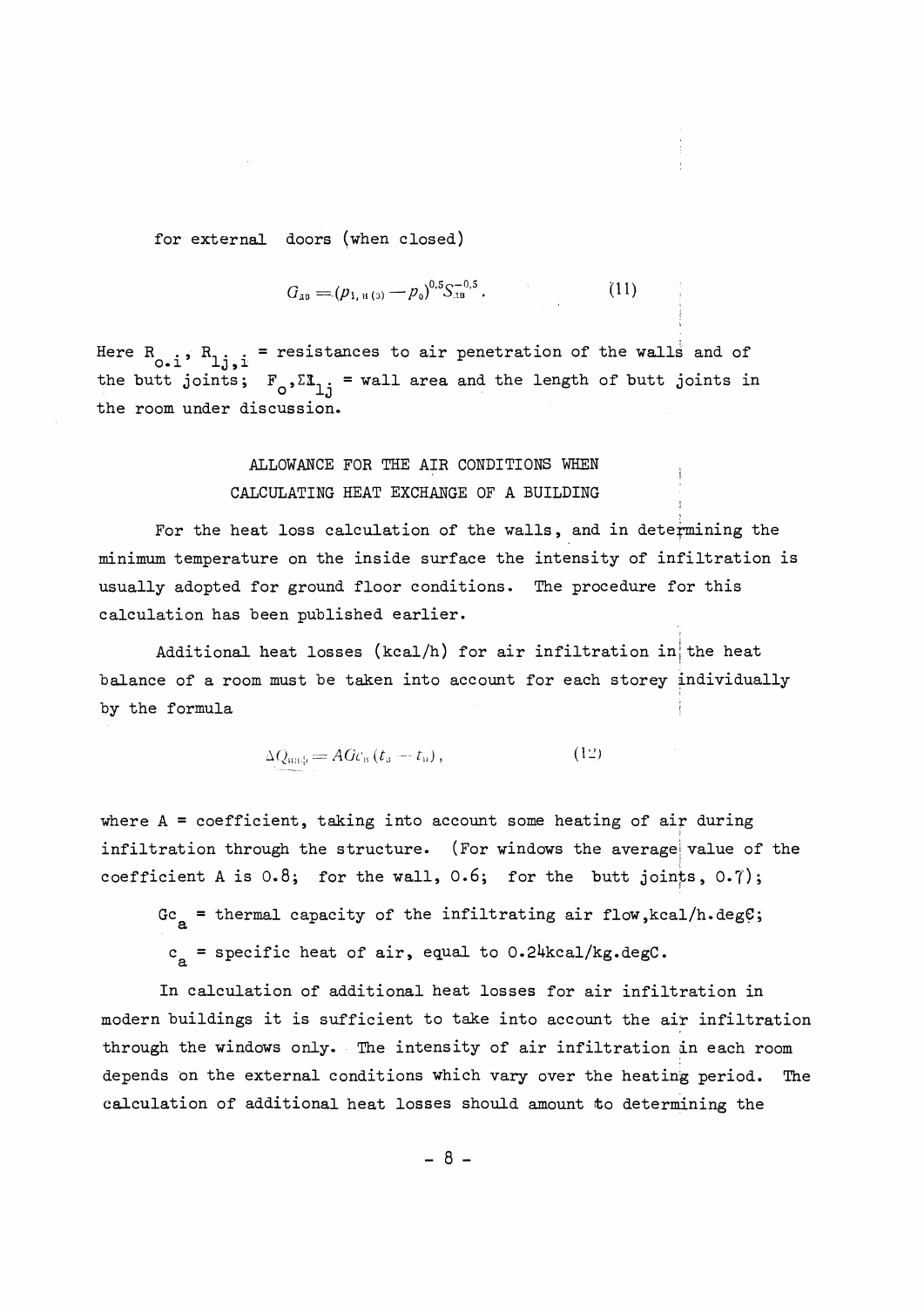for external doors (when closed)

$$G_{\text{дв}} = (p_{1,\text{н}(з)} - p_0)^{0,5} S_{\text{дв}}^{-0,5}. \qquad (11)$$

Here $R_{o.i}$, $R_{lj,i}$ = resistances to air penetration of the walls and of the butt joints; $F_o, \Sigma l_{lj}$ = wall area and the length of butt joints in the room under discussion.

## ALLOWANCE FOR THE AIR CONDITIONS WHEN CALCULATING HEAT EXCHANGE OF A BUILDING

For the heat loss calculation of the walls, and in determining the minimum temperature on the inside surface the intensity of infiltration is usually adopted for ground floor conditions. The procedure for this calculation has been published earlier.

Additional heat losses (kcal/h) for air infiltration in the heat balance of a room must be taken into account for each storey individually by the formula

$$\Delta Q_{\text{инф}} = AGc_{\text{в}}(t_{\text{в}} - t_{\text{н}}), \qquad (12)$$

where A = coefficient, taking into account some heating of air during infiltration through the structure. (For windows the average value of the coefficient A is 0.8; for the wall, 0.6; for the butt joints, 0.7);

$Gc_a$ = thermal capacity of the infiltrating air flow, kcal/h.degC;

$c_a$ = specific heat of air, equal to 0.24kcal/kg.degC.

In calculation of additional heat losses for air infiltration in modern buildings it is sufficient to take into account the air infiltration through the windows only. The intensity of air infiltration in each room depends on the external conditions which vary over the heating period. The calculation of additional heat losses should amount to determining the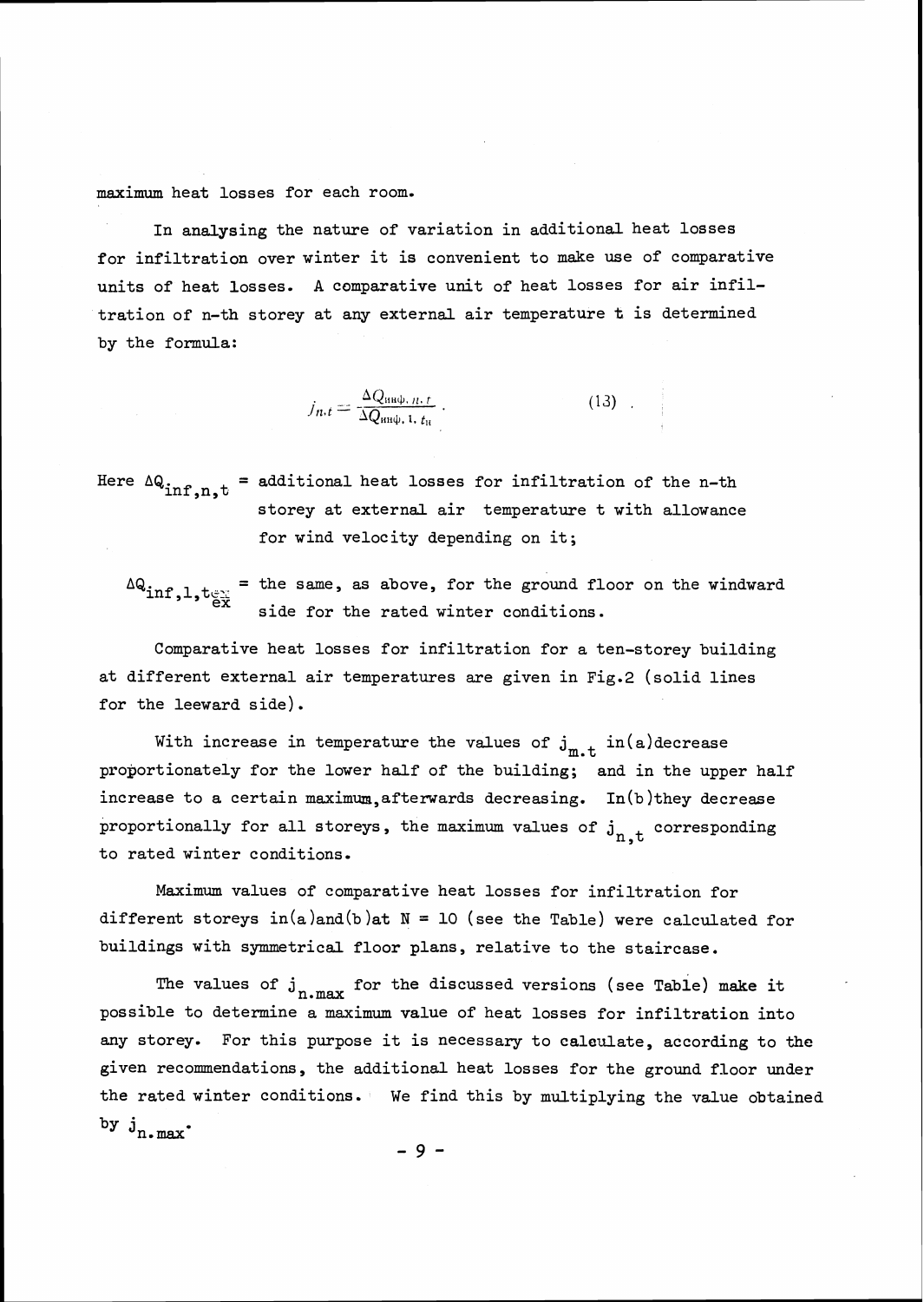maximum heat losses for each room.

In analysing the nature of variation in additional heat losses for infiltration over winter it is convenient to make use of comparative units of heat losses. A comparative unit of heat losses for air infiltration of n-th storey at any external air temperature t is determined by the formula:

$$j_{n.t} = \frac{\Delta Q_{\text{инф}, n, t}}{\Delta Q_{\text{инф}, 1, t_{\text{н}}}} \quad (13)$$

Here $\Delta Q_{inf,n,t}$ = additional heat losses for infiltration of the n-th storey at external air temperature t with allowance for wind velocity depending on it;

$\Delta Q_{inf,1,t_{ex}}$ = the same, as above, for the ground floor on the windward side for the rated winter conditions.

Comparative heat losses for infiltration for a ten-storey building at different external air temperatures are given in Fig.2 (solid lines for the leeward side).

With increase in temperature the values of $j_{m.t}$ in(a)decrease proportionately for the lower half of the building; and in the upper half increase to a certain maximum,afterwards decreasing. In(b)they decrease proportionally for all storeys, the maximum values of $j_{n,t}$ corresponding to rated winter conditions.

Maximum values of comparative heat losses for infiltration for different storeys in(a)and(b)at N = 10 (see the Table) were calculated for buildings with symmetrical floor plans, relative to the staircase.

The values of $j_{n.max}$ for the discussed versions (see Table) make it possible to determine a maximum value of heat losses for infiltration into any storey. For this purpose it is necessary to calculate, according to the given recommendations, the additional heat losses for the ground floor under the rated winter conditions. We find this by multiplying the value obtained by $j_{n.max}$.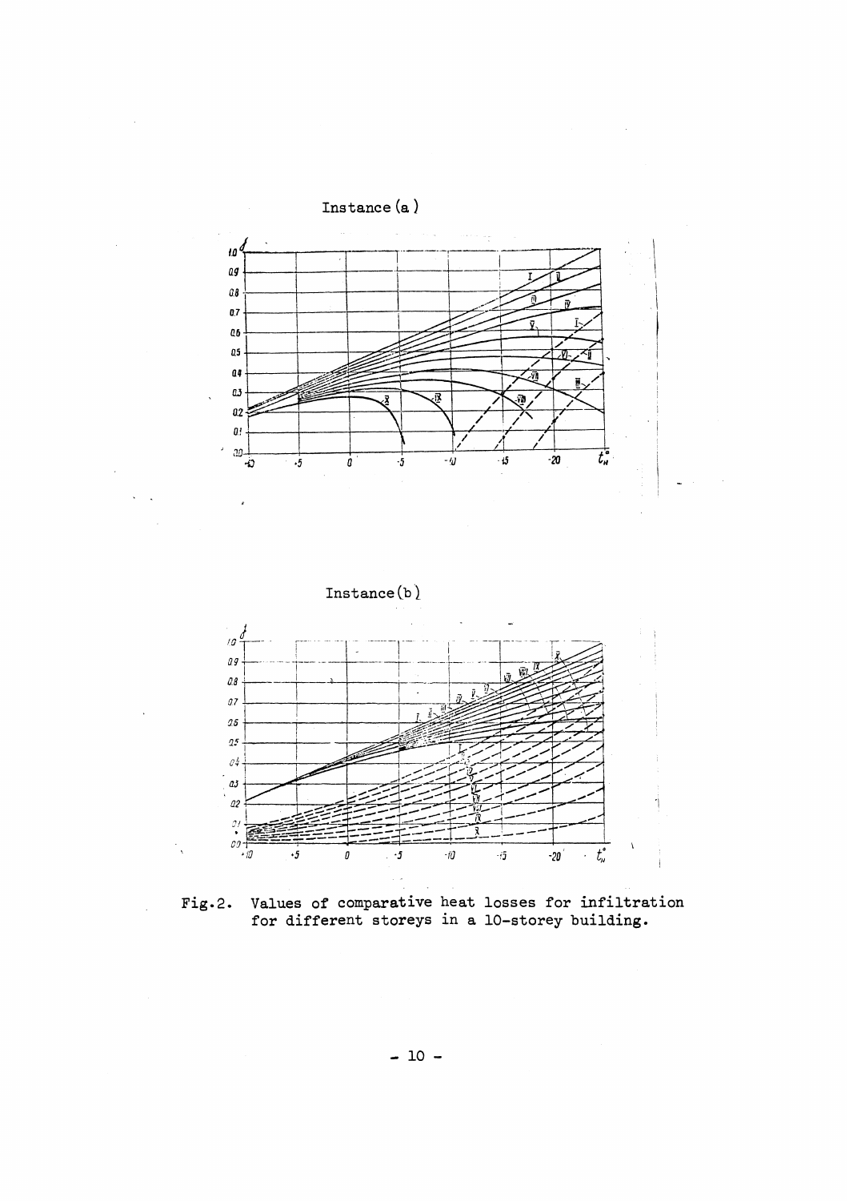Instance (a)

Instance (b)

Fig.2. Values of comparative heat losses for infiltration for different storeys in a 10-storey building.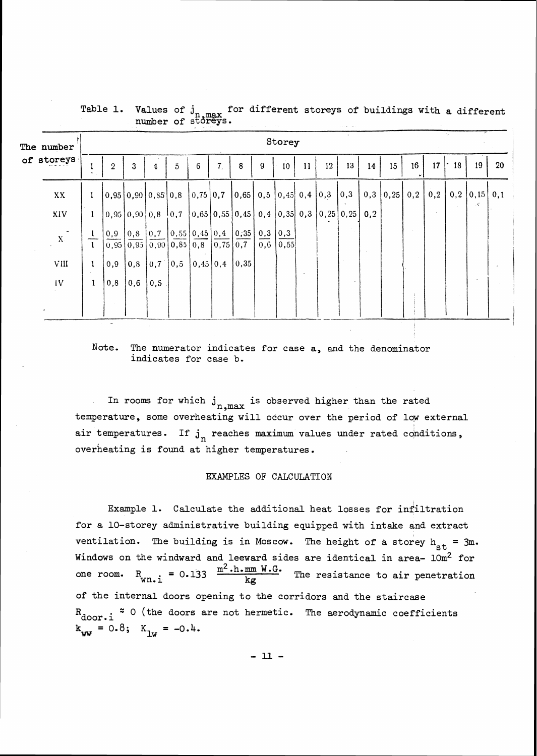Table 1. Values of $j_{n,max}$ for different storeys of buildings with a different number of storeys.

| The number of storeys | Storey | | | | | | | | | | | | | | | | | | | |
|---|---|---|---|---|---|---|---|---|---|---|---|---|---|---|---|---|---|---|---|---|
| | 1 | 2 | 3 | 4 | 5 | 6 | 7 | 8 | 9 | 10 | 11 | 12 | 13 | 14 | 15 | 16 | 17 | 18 | 19 | 20 |
| XX | 1 | 0,95 | 0,90 | 0,85 | 0,8 | 0,75 | 0,7 | 0,65 | 0,5 | 0,45 | 0,4 | 0,3 | 0,3 | 0,3 | 0,25 | 0,2 | 0,2 | 0,2 | 0,15 | 0,1 |
| XIV | 1 | 0,95 | 0,90 | 0,8 | 0,7 | 0,65 | 0,55 | 0,45 | 0,4 | 0,35 | 0,3 | 0,25 | 0,25 | 0,2 | | | | | | |
| X | 1/1 | 0,9/0,95 | 0,8/0,95 | 0,7/0,90 | 0,55/0,85 | 0,45/0,8 | 0,4/0,75 | 0,35/0,7 | 0,3/0,6 | 0,3/0,55 | | | | | | | | | | |
| VIII | 1 | 0,9 | 0,8 | 0,7 | 0,5 | 0,45 | 0,4 | 0,35 | | | | | | | | | | | | |
| IV | 1 | 0,8 | 0,6 | 0,5 | | | | | | | | | | | | | | | | |

Note. The numerator indicates for case a, and the denominator indicates for case b.

In rooms for which $j_{n,max}$ is observed higher than the rated temperature, some overheating will occur over the period of low external air temperatures. If $j_n$ reaches maximum values under rated conditions, overheating is found at higher temperatures.

## EXAMPLES OF CALCULATION

Example 1. Calculate the additional heat losses for infiltration for a 10-storey administrative building equipped with intake and extract ventilation. The building is in Moscow. The height of a storey $h_{st}$ = 3m. Windows on the windward and leeward sides are identical in area- 10m$^2$ for one room. $R_{wn.i} = 0.133 \; \frac{m^2 . h . mm \; W.G.}{kg}$ The resistance to air penetration of the internal doors opening to the corridors and the staircase $R_{door.i} \approx 0$ (the doors are not hermetic. The aerodynamic coefficients $k_{ww} = 0.8$; $K_{lw} = -0.4$.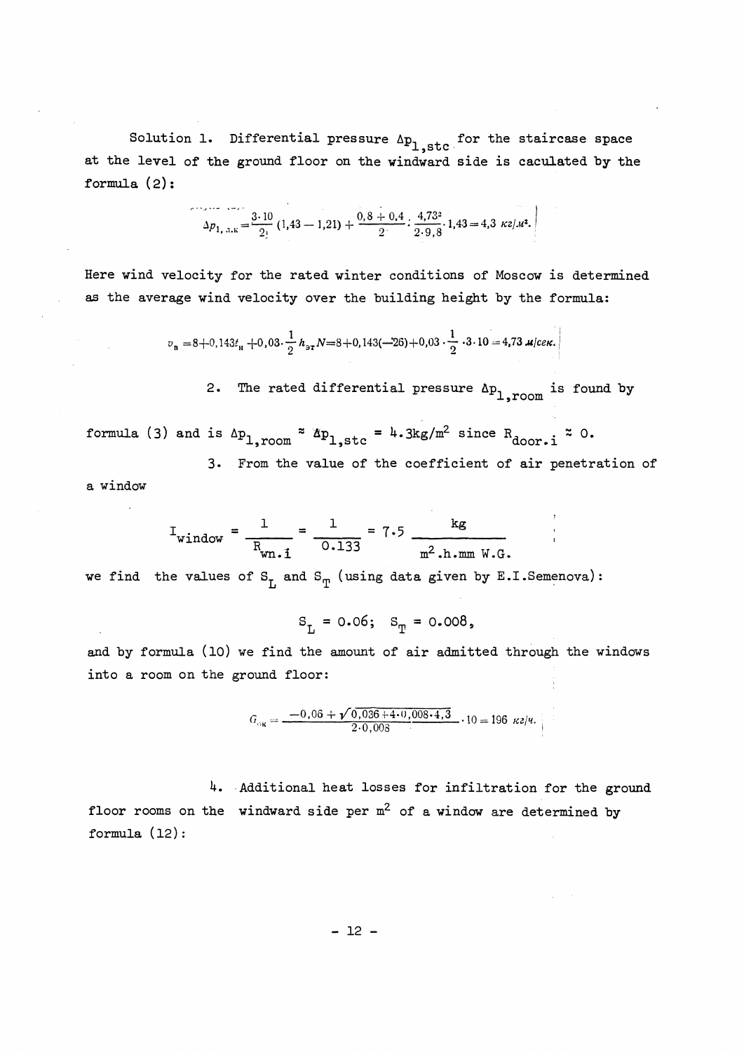Solution 1. Differential pressure $\Delta p_{1,stc}$ for the staircase space at the level of the ground floor on the windward side is caculated by the formula (2):

$$\Delta p_{1,\text{л.к}} = \frac{3 \cdot 10}{2} (1{,}43 - 1{,}21) + \frac{0{,}8 + 0{,}4}{2} \cdot \frac{4{,}73^2}{2 \cdot 9{,}8} \cdot 1{,}43 = 4{,}3 \ \text{кг/м}^2.$$

Here wind velocity for the rated winter conditions of Moscow is determined as the average wind velocity over the building height by the formula:

$$v_\text{в} = 8 + 0{,}143 t_\text{н} + 0{,}03 \cdot \frac{1}{2} h_\text{эт} N = 8 + 0{,}143(-26) + 0{,}03 \cdot \frac{1}{2} \cdot 3 \cdot 10 = 4{,}73 \ \text{м/сек}.$$

2. The rated differential pressure $\Delta p_{1,room}$ is found by formula (3) and is $\Delta p_{1,room} \approx \Delta p_{1,stc} = 4.3 \text{kg/m}^2$ since $R_{door.i} \approx 0$.

3. From the value of the coefficient of air penetration of a window

$$I_{window} = \frac{1}{R_{wn.i}} = \frac{1}{0.133} = 7.5 \ \frac{\text{kg}}{\text{m}^2.\text{h.mm W.G.}}$$

we find the values of $S_L$ and $S_T$ (using data given by E.I.Semenova):

$$S_L = 0.06; \quad S_T = 0.008,$$

and by formula (10) we find the amount of air admitted through the windows into a room on the ground floor:

$$G_\text{ок} = \frac{-0{,}06 + \sqrt{0{,}036 + 4 \cdot 0{,}008 \cdot 4{,}3}}{2 \cdot 0{,}008} \cdot 10 = 196 \ \text{кг/ч}.$$

4. Additional heat losses for infiltration for the ground floor rooms on the windward side per $\text{m}^2$ of a window are determined by formula (12):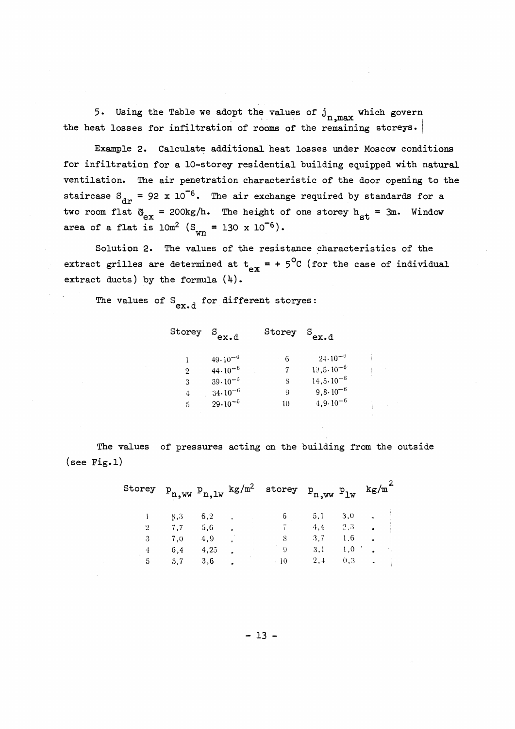5. Using the Table we adopt the values of $j_{n,max}$ which govern the heat losses for infiltration of rooms of the remaining storeys.

Example 2. Calculate additional heat losses under Moscow conditions for infiltration for a 10-storey residential building equipped with natural ventilation. The air penetration characteristic of the door opening to the staircase $S_{dr} = 92 \times 10^{-6}$. The air exchange required by standards for a two room flat $G_{ex} = 200$kg/h. The height of one storey $h_{st} = 3$m. Window area of a flat is 10m$^2$ ($S_{wn} = 130 \times 10^{-6}$).

Solution 2. The values of the resistance characteristics of the extract grilles are determined at $t_{ex} = +5^{\circ}$C (for the case of individual extract ducts) by the formula (4).

The values of $S_{ex.d}$ for different storyes:

| Storey | $S_{ex.d}$ | Storey | $S_{ex.d}$ |
|---|---|---|---|
| 1 | $49 \cdot 10^{-6}$ | 6 | $24 \cdot 10^{-6}$ |
| 2 | $44 \cdot 10^{-6}$ | 7 | $19{,}5 \cdot 10^{-6}$ |
| 3 | $39 \cdot 10^{-6}$ | 8 | $14{,}5 \cdot 10^{-6}$ |
| 4 | $34 \cdot 10^{-6}$ | 9 | $9{,}8 \cdot 10^{-6}$ |
| 5 | $29 \cdot 10^{-6}$ | 10 | $4{,}9 \cdot 10^{-6}$ |

The values of pressures acting on the building from the outside (see Fig.1)

| Storey | $p_{n,ww}$ | $p_{n,lw}$ | kg/m$^2$ | storey | $p_{n,ww}$ | $p_{lw}$ | kg/m$^2$ |
|---|---|---|---|---|---|---|---|
| 1 | 8,3 | 6,2 | " | 6 | 5,1 | 3,0 | " |
| 2 | 7,7 | 5,6 | " | 7 | 4,4 | 2,3 | " |
| 3 | 7,0 | 4,9 | " | 8 | 3,7 | 1,6 | " |
| 4 | 6,4 | 4,25 | " | 9 | 3,1 | 1,0 | " |
| 5 | 5,7 | 3,6 | " | 10 | 2,4 | 0,3 | " |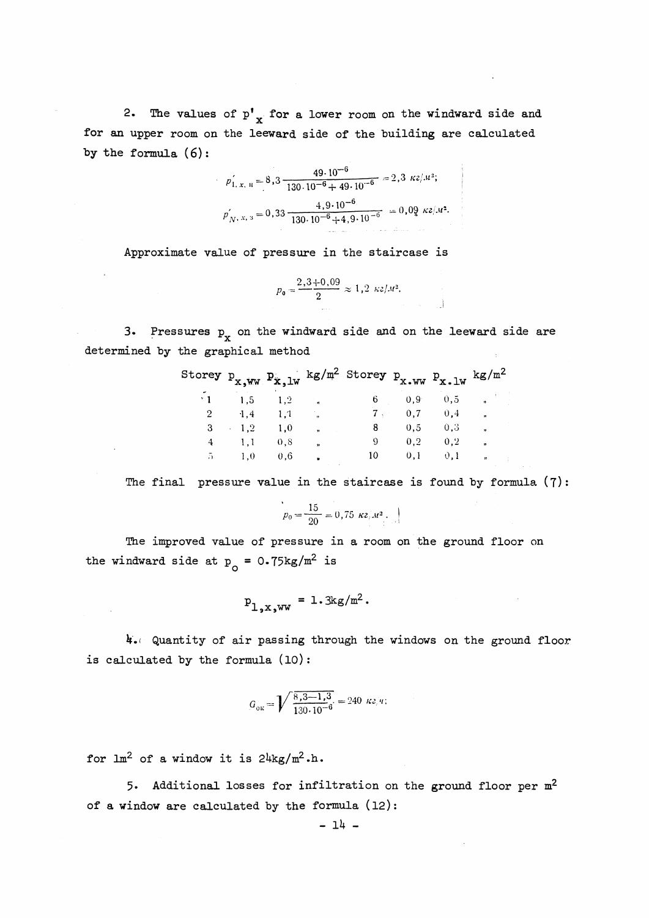2. The values of $p'_x$ for a lower room on the windward side and for an upper room on the leeward side of the building are calculated by the formula (6):

$$p'_{1,x,н} = 8{,}3 \frac{49 \cdot 10^{-6}}{130 \cdot 10^{-6} + 49 \cdot 10^{-6}} = 2{,}3 \text{ кг/м}^2;$$

$$p'_{N,x,з} = 0{,}33 \frac{4{,}9 \cdot 10^{-6}}{130 \cdot 10^{-6} + 4{,}9 \cdot 10^{-6}} = 0{,}09 \text{ кг/м}^2.$$

Approximate value of pressure in the staircase is

$$p_0 = \frac{2{,}3 + 0{,}09}{2} \approx 1{,}2 \text{ кг/м}^2.$$

3. Pressures $p_x$ on the windward side and on the leeward side are determined by the graphical method

| Storey | $p_{x,ww}$ | $p_{x,lw}$ | kg/m² | Storey | $p_{x.ww}$ | $p_{x.lw}$ | kg/m² |
|---|---|---|---|---|---|---|---|
| 1 | 1,5 | 1,2 | " | 6 | 0,9 | 0,5 | " |
| 2 | 1,4 | 1,1 | " | 7 | 0,7 | 0,4 | " |
| 3 | 1,2 | 1,0 | " | 8 | 0,5 | 0,3 | " |
| 4 | 1,1 | 0,8 | " | 9 | 0,2 | 0,2 | " |
| 5 | 1,0 | 0,6 | " | 10 | 0,1 | 0,1 | " |

The final pressure value in the staircase is found by formula (7):

$$p_0 = \frac{15}{20} = 0{,}75 \text{ кг/м}^2.$$

The improved value of pressure in a room on the ground floor on the windward side at $p_o = 0.75 \text{kg/m}^2$ is

$$p_{1,x,ww} = 1.3 \text{kg/m}^2.$$

4. Quantity of air passing through the windows on the ground floor is calculated by the formula (10):

$$G_{ок} = \sqrt{\frac{8{,}3 - 1{,}3}{130 \cdot 10^{-6}}} = 240 \text{ кг/ч};$$

for 1m² of a window it is 24kg/m².h.

5. Additional losses for infiltration on the ground floor per m² of a window are calculated by the formula (12):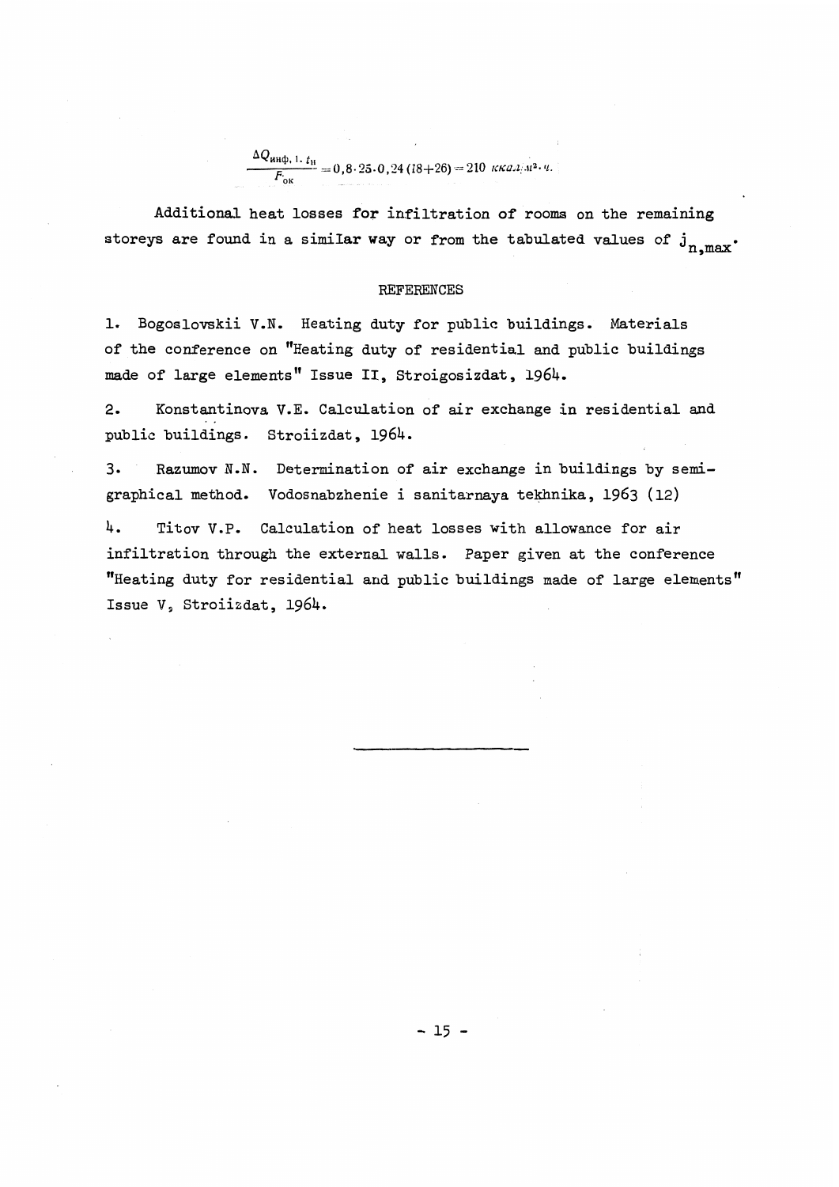$$\frac{\Delta Q_{\text{инф}, 1, t_{\text{н}}}}{F_{\text{ок}}} = 0{,}8 \cdot 25 \cdot 0{,}24\,(18+26) = 210 \ \text{ккал/м}^2 \cdot \text{ч}.$$

Additional heat losses for infiltration of rooms on the remaining storeys are found in a similar way or from the tabulated values of $j_{n,max}$.

## REFERENCES

1. Bogoslovskii V.N. Heating duty for public buildings. Materials of the conference on "Heating duty of residential and public buildings made of large elements" Issue II, Stroigosizdat, 1964.

2. Konstantinova V.E. Calculation of air exchange in residential and public buildings. Stroiizdat, 1964.

3. Razumov N.N. Determination of air exchange in buildings by semi-graphical method. Vodosnabzhenie i sanitarnaya tekhnika, 1963 (12)

4. Titov V.P. Calculation of heat losses with allowance for air infiltration through the external walls. Paper given at the conference "Heating duty for residential and public buildings made of large elements" Issue V, Stroiizdat, 1964.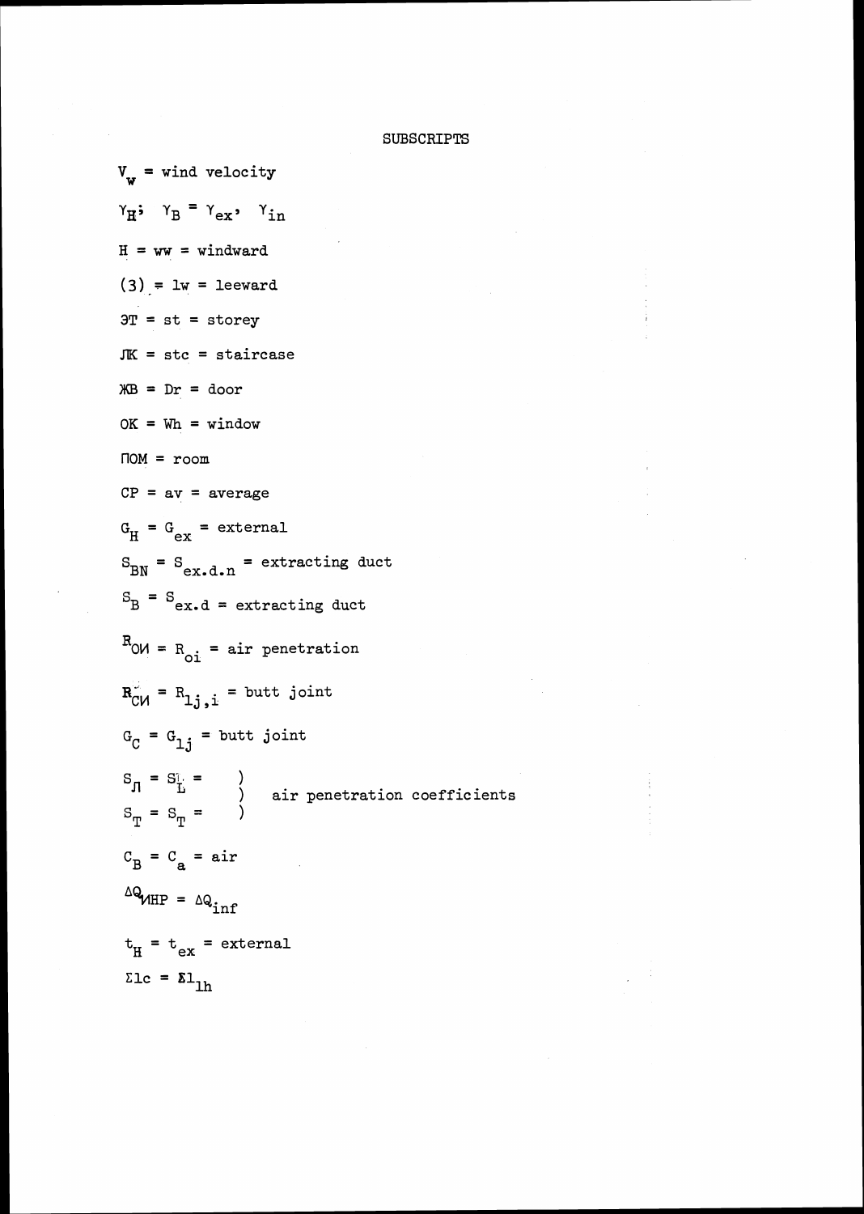# SUBSCRIPTS

$V_w$ = wind velocity

$\gamma_H$; $\gamma_B = \gamma_{ex}$, $\gamma_{in}$

H = ww = windward

(3) = lw = leeward

ЭТ = st = storey

ЛК = stc = staircase

ЖВ = Dr = door

OK = Wh = window

ПОМ = room

CP = av = average

$G_H = G_{ex}$ = external

$S_{BN} = S_{ex.d.n}$ = extracting duct

$S_B = S_{ex.d}$ = extracting duct

$R_{ОИ} = R_{oi}$ = air penetration

$R_{СИ} = R_{lj,i}$ = butt joint

$G_C = G_{lj}$ = butt joint

$S_Л = S_L$ = ) air penetration coefficients

$S_T = S_T$ = )

$C_B = C_a$ = air

$\Delta Q_{ИНР} = \Delta Q_{inf}$

$t_H = t_{ex}$ = external

$\Sigma lc = \Sigma l_{lh}$